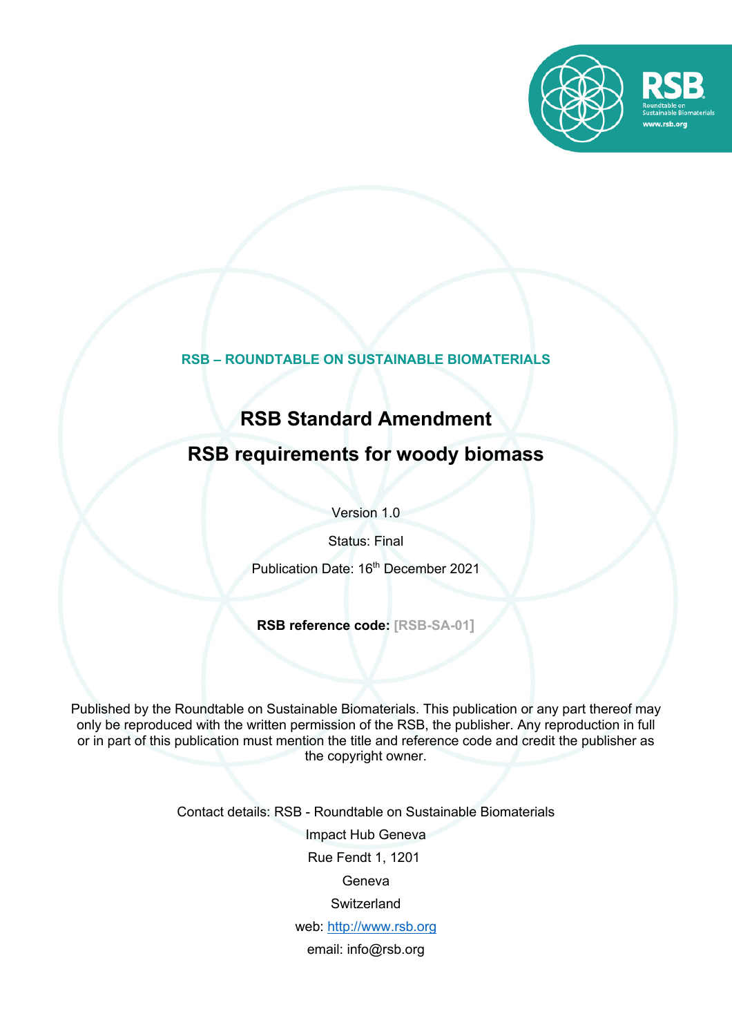**RSB – ROUNDTABLE ON SUSTAINABLE BIOMATERIALS**

# RSB Standard Amendment

# RSB requirements for woody biomass

Version 1.0

Status: Final

Publication Date: 16th December 2021

**RSB reference code: [RSB-SA-01]**

Published by the Roundtable on Sustainable Biomaterials. This publication or any part thereof may only be reproduced with the written permission of the RSB, the publisher. Any reproduction in full or in part of this publication must mention the title and reference code and credit the publisher as the copyright owner.

Contact details: RSB - Roundtable on Sustainable Biomaterials

Impact Hub Geneva

Rue Fendt 1, 1201

Geneva

Switzerland

web: http://www.rsb.org

email: info@rsb.org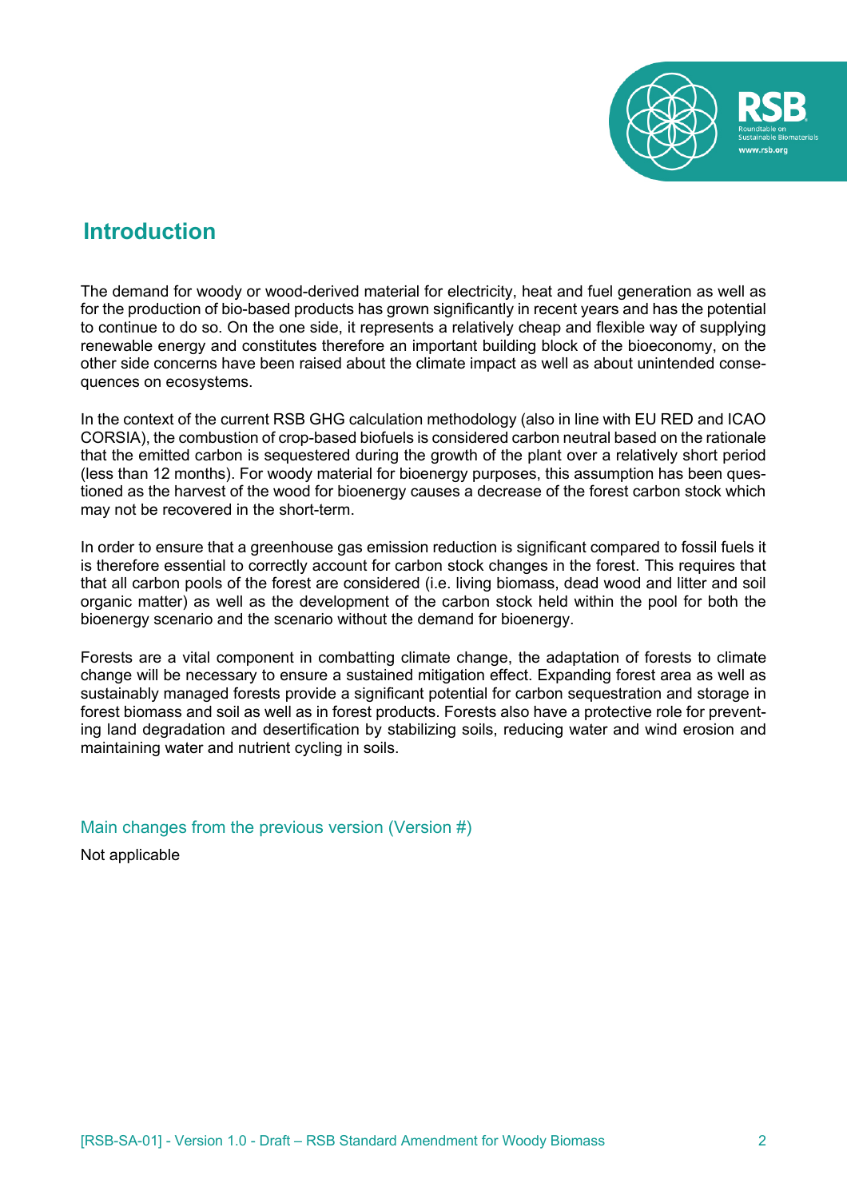## Introduction

The demand for woody or wood-derived material for electricity, heat and fuel generation as well as for the production of bio-based products has grown significantly in recent years and has the potential to continue to do so. On the one side, it represents a relatively cheap and flexible way of supplying renewable energy and constitutes therefore an important building block of the bioeconomy, on the other side concerns have been raised about the climate impact as well as about unintended consequences on ecosystems.

In the context of the current RSB GHG calculation methodology (also in line with EU RED and ICAO CORSIA), the combustion of crop-based biofuels is considered carbon neutral based on the rationale that the emitted carbon is sequestered during the growth of the plant over a relatively short period (less than 12 months). For woody material for bioenergy purposes, this assumption has been questioned as the harvest of the wood for bioenergy causes a decrease of the forest carbon stock which may not be recovered in the short-term.

In order to ensure that a greenhouse gas emission reduction is significant compared to fossil fuels it is therefore essential to correctly account for carbon stock changes in the forest. This requires that that all carbon pools of the forest are considered (i.e. living biomass, dead wood and litter and soil organic matter) as well as the development of the carbon stock held within the pool for both the bioenergy scenario and the scenario without the demand for bioenergy.

Forests are a vital component in combatting climate change, the adaptation of forests to climate change will be necessary to ensure a sustained mitigation effect. Expanding forest area as well as sustainably managed forests provide a significant potential for carbon sequestration and storage in forest biomass and soil as well as in forest products. Forests also have a protective role for preventing land degradation and desertification by stabilizing soils, reducing water and wind erosion and maintaining water and nutrient cycling in soils.

### Main changes from the previous version (Version #)

Not applicable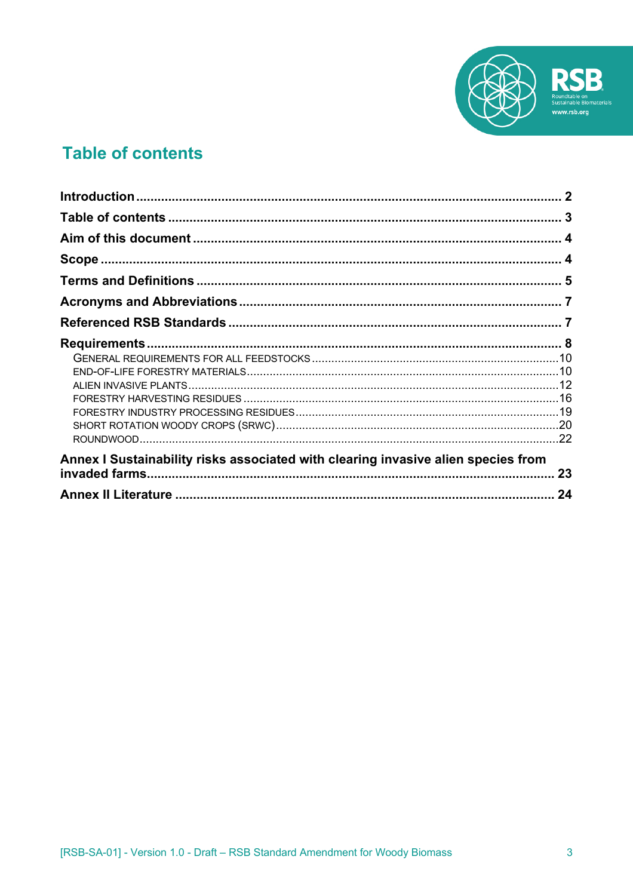# Table of contents

**Introduction** ........................................................................................................... 2

**Table of contents** ..................................................................................................... 3

**Aim of this document** ............................................................................................. 4

**Scope** ...................................................................................................................... 4

**Terms and Definitions** ............................................................................................ 5

**Acronyms and Abbreviations** .................................................................................. 7

**Referenced RSB Standards** .................................................................................... 7

**Requirements** .......................................................................................................... 8

- GENERAL REQUIREMENTS FOR ALL FEEDSTOCKS ........................................................... 10
- END-OF-LIFE FORESTRY MATERIALS ............................................................................... 10
- ALIEN INVASIVE PLANTS ................................................................................................ 12
- FORESTRY HARVESTING RESIDUES ................................................................................ 16
- FORESTRY INDUSTRY PROCESSING RESIDUES ................................................................ 19
- SHORT ROTATION WOODY CROPS (SRWC) ...................................................................... 20
- ROUNDWOOD ................................................................................................................. 22

**Annex I Sustainability risks associated with clearing invasive alien species from invaded farms** ............................................................................................................ 23

**Annex II Literature** ................................................................................................. 24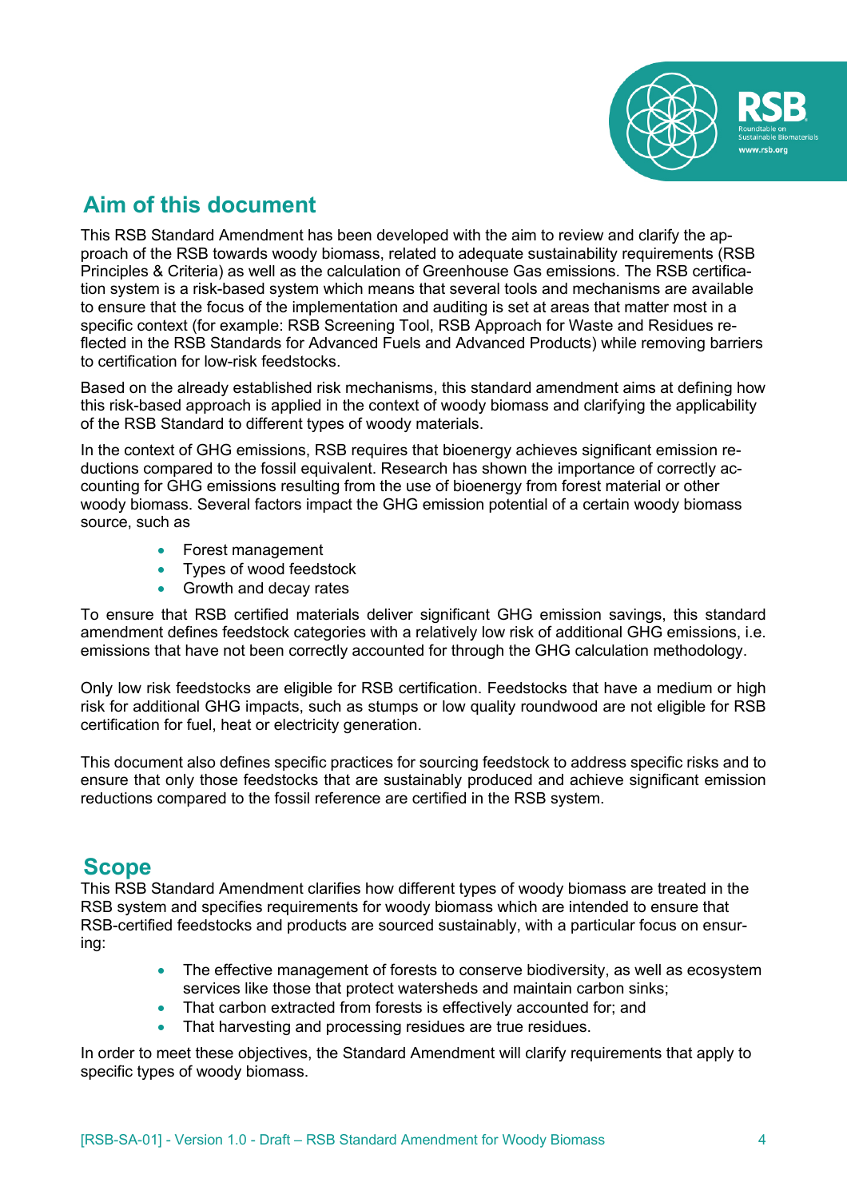## Aim of this document

This RSB Standard Amendment has been developed with the aim to review and clarify the approach of the RSB towards woody biomass, related to adequate sustainability requirements (RSB Principles & Criteria) as well as the calculation of Greenhouse Gas emissions. The RSB certification system is a risk-based system which means that several tools and mechanisms are available to ensure that the focus of the implementation and auditing is set at areas that matter most in a specific context (for example: RSB Screening Tool, RSB Approach for Waste and Residues reflected in the RSB Standards for Advanced Fuels and Advanced Products) while removing barriers to certification for low-risk feedstocks.

Based on the already established risk mechanisms, this standard amendment aims at defining how this risk-based approach is applied in the context of woody biomass and clarifying the applicability of the RSB Standard to different types of woody materials.

In the context of GHG emissions, RSB requires that bioenergy achieves significant emission reductions compared to the fossil equivalent. Research has shown the importance of correctly accounting for GHG emissions resulting from the use of bioenergy from forest material or other woody biomass. Several factors impact the GHG emission potential of a certain woody biomass source, such as

- Forest management
- Types of wood feedstock
- Growth and decay rates

To ensure that RSB certified materials deliver significant GHG emission savings, this standard amendment defines feedstock categories with a relatively low risk of additional GHG emissions, i.e. emissions that have not been correctly accounted for through the GHG calculation methodology.

Only low risk feedstocks are eligible for RSB certification. Feedstocks that have a medium or high risk for additional GHG impacts, such as stumps or low quality roundwood are not eligible for RSB certification for fuel, heat or electricity generation.

This document also defines specific practices for sourcing feedstock to address specific risks and to ensure that only those feedstocks that are sustainably produced and achieve significant emission reductions compared to the fossil reference are certified in the RSB system.

## Scope

This RSB Standard Amendment clarifies how different types of woody biomass are treated in the RSB system and specifies requirements for woody biomass which are intended to ensure that RSB-certified feedstocks and products are sourced sustainably, with a particular focus on ensuring:

- The effective management of forests to conserve biodiversity, as well as ecosystem services like those that protect watersheds and maintain carbon sinks;
- That carbon extracted from forests is effectively accounted for; and
- That harvesting and processing residues are true residues.

In order to meet these objectives, the Standard Amendment will clarify requirements that apply to specific types of woody biomass.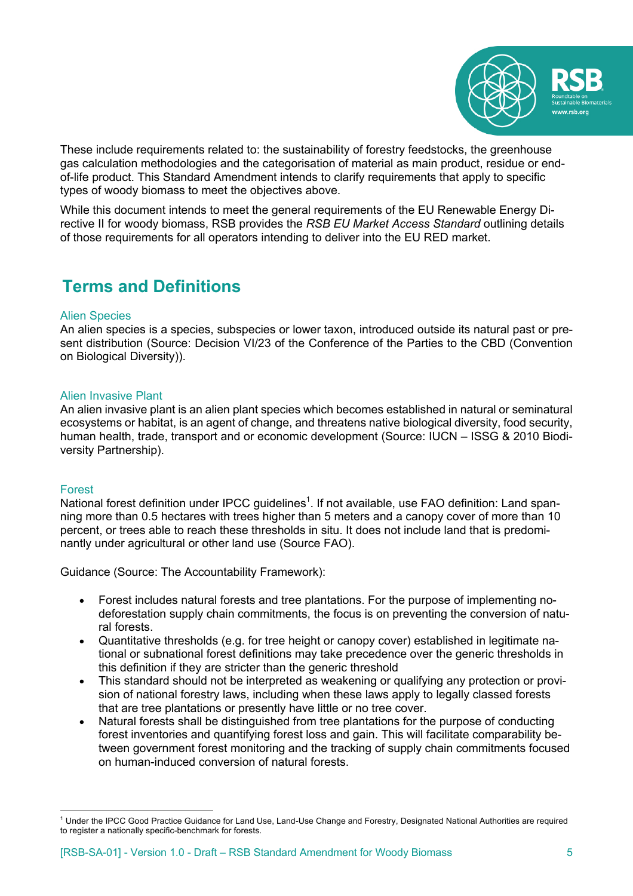These include requirements related to: the sustainability of forestry feedstocks, the greenhouse gas calculation methodologies and the categorisation of material as main product, residue or end-of-life product. This Standard Amendment intends to clarify requirements that apply to specific types of woody biomass to meet the objectives above.

While this document intends to meet the general requirements of the EU Renewable Energy Directive II for woody biomass, RSB provides the *RSB EU Market Access Standard* outlining details of those requirements for all operators intending to deliver into the EU RED market.

## Terms and Definitions

### Alien Species

An alien species is a species, subspecies or lower taxon, introduced outside its natural past or present distribution (Source: Decision VI/23 of the Conference of the Parties to the CBD (Convention on Biological Diversity)).

### Alien Invasive Plant

An alien invasive plant is an alien plant species which becomes established in natural or seminatural ecosystems or habitat, is an agent of change, and threatens native biological diversity, food security, human health, trade, transport and or economic development (Source: IUCN – ISSG & 2010 Biodiversity Partnership).

### Forest

National forest definition under IPCC guidelines[1]. If not available, use FAO definition: Land spanning more than 0.5 hectares with trees higher than 5 meters and a canopy cover of more than 10 percent, or trees able to reach these thresholds in situ. It does not include land that is predominantly under agricultural or other land use (Source FAO).

Guidance (Source: The Accountability Framework):

- Forest includes natural forests and tree plantations. For the purpose of implementing no-deforestation supply chain commitments, the focus is on preventing the conversion of natural forests.
- Quantitative thresholds (e.g. for tree height or canopy cover) established in legitimate national or subnational forest definitions may take precedence over the generic thresholds in this definition if they are stricter than the generic threshold
- This standard should not be interpreted as weakening or qualifying any protection or provision of national forestry laws, including when these laws apply to legally classed forests that are tree plantations or presently have little or no tree cover.
- Natural forests shall be distinguished from tree plantations for the purpose of conducting forest inventories and quantifying forest loss and gain. This will facilitate comparability between government forest monitoring and the tracking of supply chain commitments focused on human-induced conversion of natural forests.

[1] Under the IPCC Good Practice Guidance for Land Use, Land-Use Change and Forestry, Designated National Authorities are required to register a nationally specific-benchmark for forests.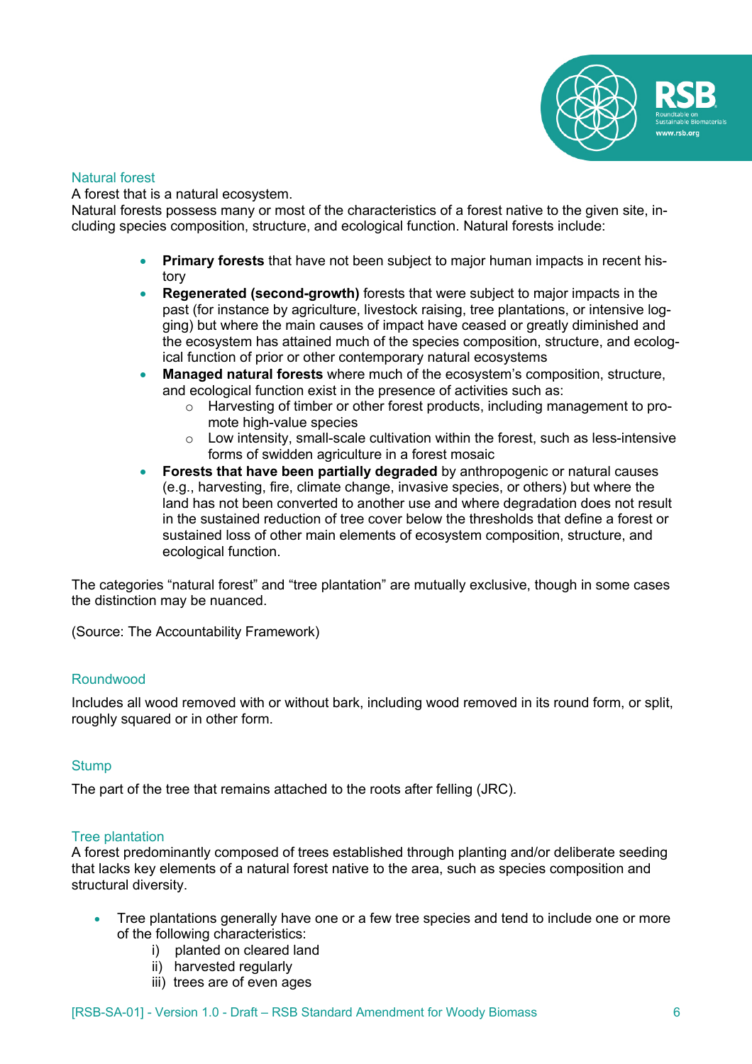### Natural forest

A forest that is a natural ecosystem.

Natural forests possess many or most of the characteristics of a forest native to the given site, including species composition, structure, and ecological function. Natural forests include:

- **Primary forests** that have not been subject to major human impacts in recent history
- **Regenerated (second-growth)** forests that were subject to major impacts in the past (for instance by agriculture, livestock raising, tree plantations, or intensive logging) but where the main causes of impact have ceased or greatly diminished and the ecosystem has attained much of the species composition, structure, and ecological function of prior or other contemporary natural ecosystems
- **Managed natural forests** where much of the ecosystem's composition, structure, and ecological function exist in the presence of activities such as:
  - Harvesting of timber or other forest products, including management to promote high-value species
  - Low intensity, small-scale cultivation within the forest, such as less-intensive forms of swidden agriculture in a forest mosaic
- **Forests that have been partially degraded** by anthropogenic or natural causes (e.g., harvesting, fire, climate change, invasive species, or others) but where the land has not been converted to another use and where degradation does not result in the sustained reduction of tree cover below the thresholds that define a forest or sustained loss of other main elements of ecosystem composition, structure, and ecological function.

The categories "natural forest" and "tree plantation" are mutually exclusive, though in some cases the distinction may be nuanced.

(Source: The Accountability Framework)

### Roundwood

Includes all wood removed with or without bark, including wood removed in its round form, or split, roughly squared or in other form.

### Stump

The part of the tree that remains attached to the roots after felling (JRC).

### Tree plantation

A forest predominantly composed of trees established through planting and/or deliberate seeding that lacks key elements of a natural forest native to the area, such as species composition and structural diversity.

- Tree plantations generally have one or a few tree species and tend to include one or more of the following characteristics:
  - i) planted on cleared land
  - ii) harvested regularly
  - iii) trees are of even ages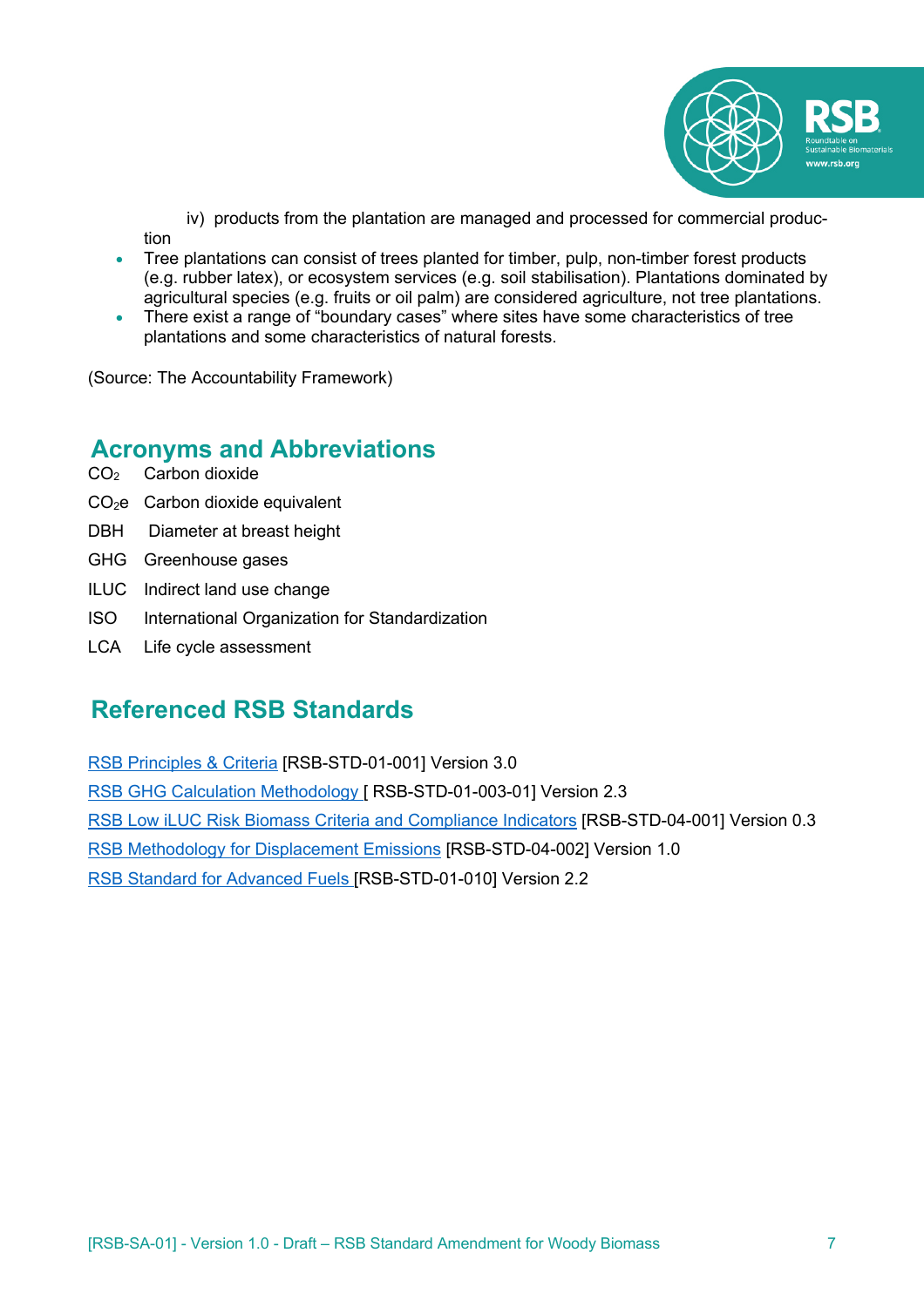iv) products from the plantation are managed and processed for commercial production

- Tree plantations can consist of trees planted for timber, pulp, non-timber forest products (e.g. rubber latex), or ecosystem services (e.g. soil stabilisation). Plantations dominated by agricultural species (e.g. fruits or oil palm) are considered agriculture, not tree plantations.
- There exist a range of "boundary cases" where sites have some characteristics of tree plantations and some characteristics of natural forests.

(Source: The Accountability Framework)

## Acronyms and Abbreviations

$CO_2$ Carbon dioxide

$CO_2e$ Carbon dioxide equivalent

DBH Diameter at breast height

GHG Greenhouse gases

ILUC Indirect land use change

ISO International Organization for Standardization

LCA Life cycle assessment

## Referenced RSB Standards

RSB Principles & Criteria [RSB-STD-01-001] Version 3.0

RSB GHG Calculation Methodology [ RSB-STD-01-003-01] Version 2.3

RSB Low iLUC Risk Biomass Criteria and Compliance Indicators [RSB-STD-04-001] Version 0.3

RSB Methodology for Displacement Emissions [RSB-STD-04-002] Version 1.0

RSB Standard for Advanced Fuels [RSB-STD-01-010] Version 2.2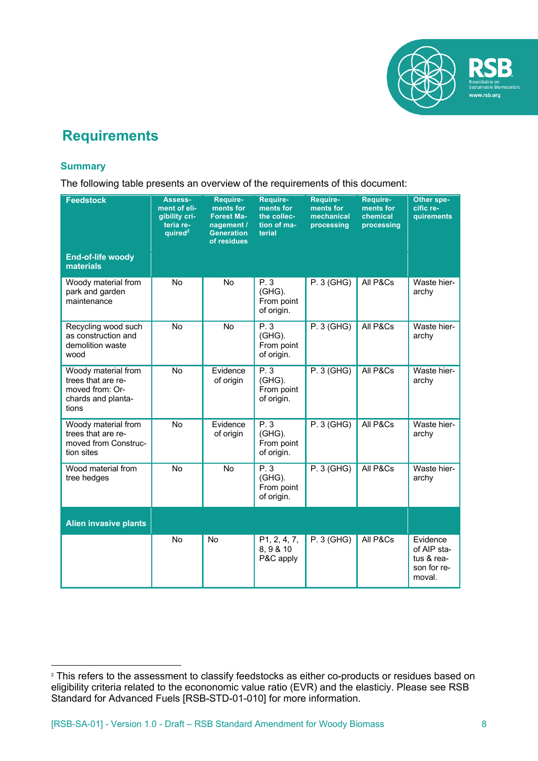# Requirements

## Summary

The following table presents an overview of the requirements of this document:

| Feedstock | Assessment of eligibility criteria required[2] | Requirements for Forest Management / Generation of residues | Requirements for the collection of material | Requirements for mechanical processing | Requirements for chemical processing | Other specific requirements |
|---|---|---|---|---|---|---|
| **End-of-life woody materials** | | | | | | |
| Woody material from park and garden maintenance | No | No | P. 3 (GHG). From point of origin. | P. 3 (GHG) | All P&Cs | Waste hierarchy |
| Recycling wood such as construction and demolition waste wood | No | No | P. 3 (GHG). From point of origin. | P. 3 (GHG) | All P&Cs | Waste hierarchy |
| Woody material from trees that are removed from: Orchards and plantations | No | Evidence of origin | P. 3 (GHG). From point of origin. | P. 3 (GHG) | All P&Cs | Waste hierarchy |
| Woody material from trees that are removed from Construction sites | No | Evidence of origin | P. 3 (GHG). From point of origin. | P. 3 (GHG) | All P&Cs | Waste hierarchy |
| Wood material from tree hedges | No | No | P. 3 (GHG). From point of origin. | P. 3 (GHG) | All P&Cs | Waste hierarchy |
| **Alien invasive plants** | | | | | | |
| | No | No | P1, 2, 4, 7, 8, 9 & 10 P&C apply | P. 3 (GHG) | All P&Cs | Evidence of AIP status & reason for removal. |

[2] This refers to the assessment to classify feedstocks as either co-products or residues based on eligibility criteria related to the econonomic value ratio (EVR) and the elasticiy. Please see RSB Standard for Advanced Fuels [RSB-STD-01-010] for more information.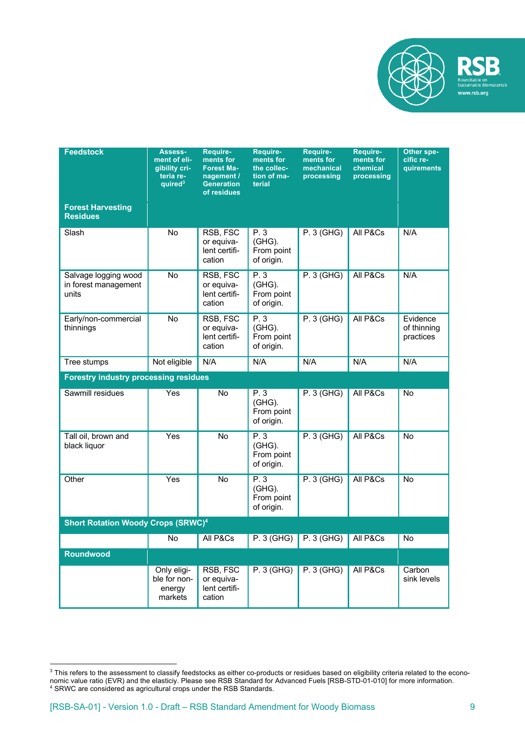| Feedstock | Assessment of eligibility criteria required[3] | Requirements for Forest Management / Generation of residues | Requirements for the collection of material | Requirements for mechanical processing | Requirements for chemical processing | Other specific requirements |
|---|---|---|---|---|---|---|
| **Forest Harvesting Residues** | | | | | | |
| Slash | No | RSB, FSC or equivalent certification | P. 3 (GHG). From point of origin. | P. 3 (GHG) | All P&Cs | N/A |
| Salvage logging wood in forest management units | No | RSB, FSC or equivalent certification | P. 3 (GHG). From point of origin. | P. 3 (GHG) | All P&Cs | N/A |
| Early/non-commercial thinnings | No | RSB, FSC or equivalent certification | P. 3 (GHG). From point of origin. | P. 3 (GHG) | All P&Cs | Evidence of thinning practices |
| Tree stumps | Not eligible | N/A | N/A | N/A | N/A | N/A |
| **Forestry industry processing residues** | | | | | | |
| Sawmill residues | Yes | No | P. 3 (GHG). From point of origin. | P. 3 (GHG) | All P&Cs | No |
| Tall oil, brown and black liquor | Yes | No | P. 3 (GHG). From point of origin. | P. 3 (GHG) | All P&Cs | No |
| Other | Yes | No | P. 3 (GHG). From point of origin. | P. 3 (GHG) | All P&Cs | No |
| **Short Rotation Woody Crops (SRWC)[4]** | | | | | | |
| | No | All P&Cs | P. 3 (GHG) | P. 3 (GHG) | All P&Cs | No |
| **Roundwood** | | | | | | |
| | Only eligible for non-energy markets | RSB, FSC or equivalent certification | P. 3 (GHG) | P. 3 (GHG) | All P&Cs | Carbon sink levels |

[3] This refers to the assessment to classify feedstocks as either co-products or residues based on eligibility criteria related to the economic value ratio (EVR) and the elasticiy. Please see RSB Standard for Advanced Fuels [RSB-STD-01-010] for more information.
[4] SRWC are considered as agricultural crops under the RSB Standards.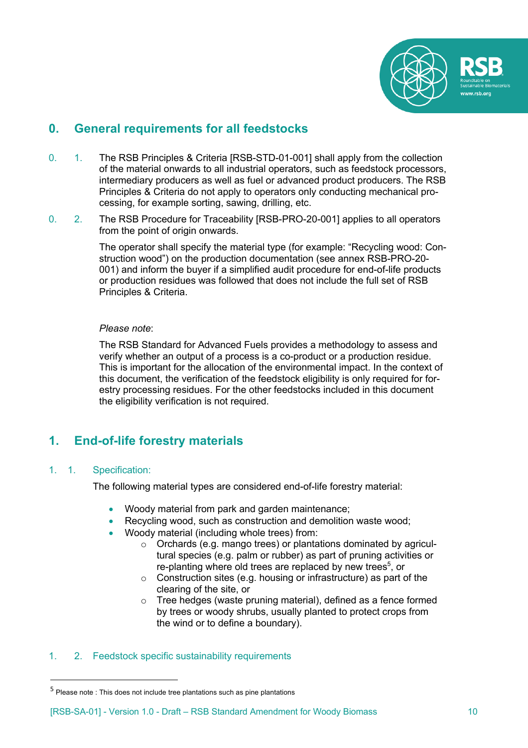## 0. General requirements for all feedstocks

0\. 1. The RSB Principles & Criteria [RSB-STD-01-001] shall apply from the collection of the material onwards to all industrial operators, such as feedstock processors, intermediary producers as well as fuel or advanced product producers. The RSB Principles & Criteria do not apply to operators only conducting mechanical processing, for example sorting, sawing, drilling, etc.

0\. 2. The RSB Procedure for Traceability [RSB-PRO-20-001] applies to all operators from the point of origin onwards.

The operator shall specify the material type (for example: "Recycling wood: Construction wood") on the production documentation (see annex RSB-PRO-20-001) and inform the buyer if a simplified audit procedure for end-of-life products or production residues was followed that does not include the full set of RSB Principles & Criteria.

*Please note*:

The RSB Standard for Advanced Fuels provides a methodology to assess and verify whether an output of a process is a co-product or a production residue. This is important for the allocation of the environmental impact. In the context of this document, the verification of the feedstock eligibility is only required for forestry processing residues. For the other feedstocks included in this document the eligibility verification is not required.

## 1. End-of-life forestry materials

### 1. 1. Specification:

The following material types are considered end-of-life forestry material:

- Woody material from park and garden maintenance;
- Recycling wood, such as construction and demolition waste wood;
- Woody material (including whole trees) from:
  - Orchards (e.g. mango trees) or plantations dominated by agricultural species (e.g. palm or rubber) as part of pruning activities or re-planting where old trees are replaced by new trees[5], or
  - Construction sites (e.g. housing or infrastructure) as part of the clearing of the site, or
  - Tree hedges (waste pruning material), defined as a fence formed by trees or woody shrubs, usually planted to protect crops from the wind or to define a boundary).

### 1. 2. Feedstock specific sustainability requirements

[5] Please note : This does not include tree plantations such as pine plantations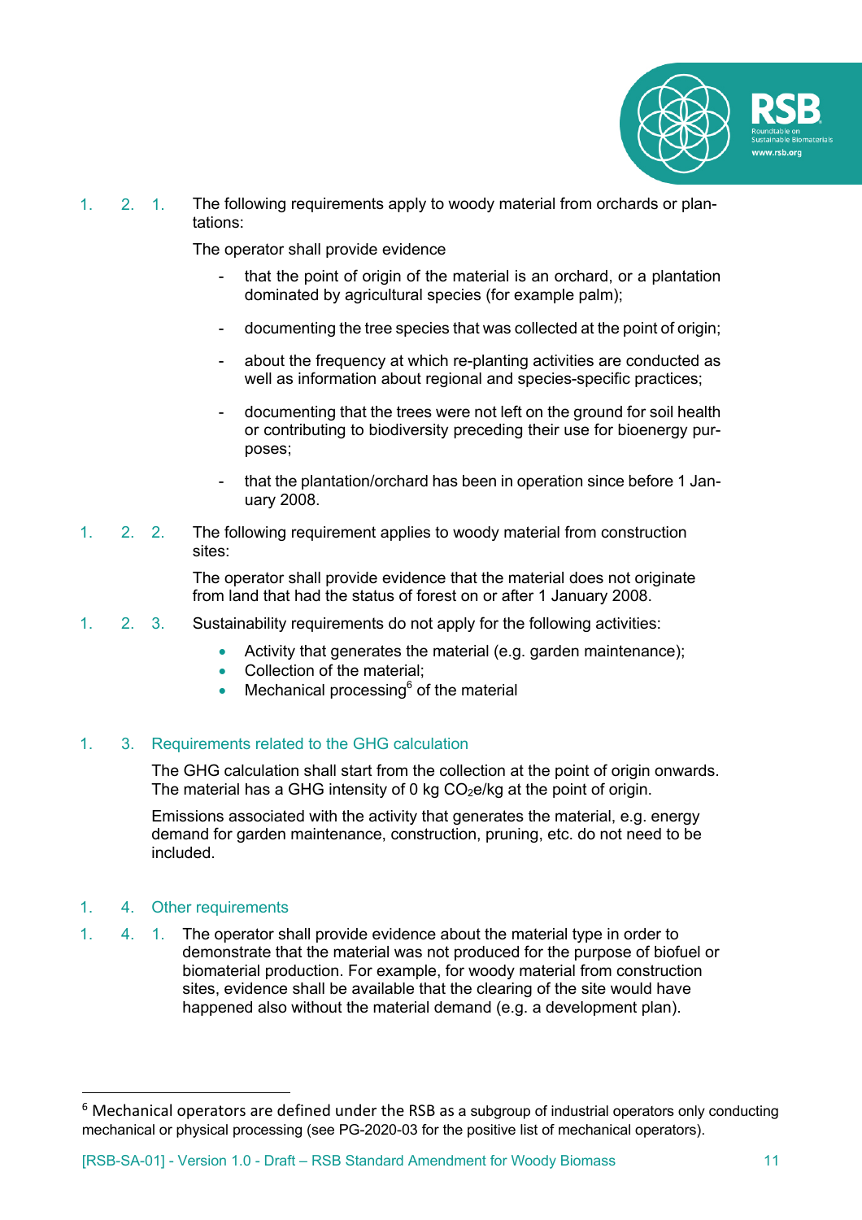1.2.1. The following requirements apply to woody material from orchards or plantations:

The operator shall provide evidence

- that the point of origin of the material is an orchard, or a plantation dominated by agricultural species (for example palm);
- documenting the tree species that was collected at the point of origin;
- about the frequency at which re-planting activities are conducted as well as information about regional and species-specific practices;
- documenting that the trees were not left on the ground for soil health or contributing to biodiversity preceding their use for bioenergy purposes;
- that the plantation/orchard has been in operation since before 1 January 2008.

1.2.2. The following requirement applies to woody material from construction sites:

The operator shall provide evidence that the material does not originate from land that had the status of forest on or after 1 January 2008.

1.2.3. Sustainability requirements do not apply for the following activities:

- Activity that generates the material (e.g. garden maintenance);
- Collection of the material;
- Mechanical processing[6] of the material

## 1.3. Requirements related to the GHG calculation

The GHG calculation shall start from the collection at the point of origin onwards. The material has a GHG intensity of 0 kg $CO_2$e/kg at the point of origin.

Emissions associated with the activity that generates the material, e.g. energy demand for garden maintenance, construction, pruning, etc. do not need to be included.

## 1.4. Other requirements

1.4.1. The operator shall provide evidence about the material type in order to demonstrate that the material was not produced for the purpose of biofuel or biomaterial production. For example, for woody material from construction sites, evidence shall be available that the clearing of the site would have happened also without the material demand (e.g. a development plan).

---

[6] Mechanical operators are defined under the RSB as a subgroup of industrial operators only conducting mechanical or physical processing (see PG-2020-03 for the positive list of mechanical operators).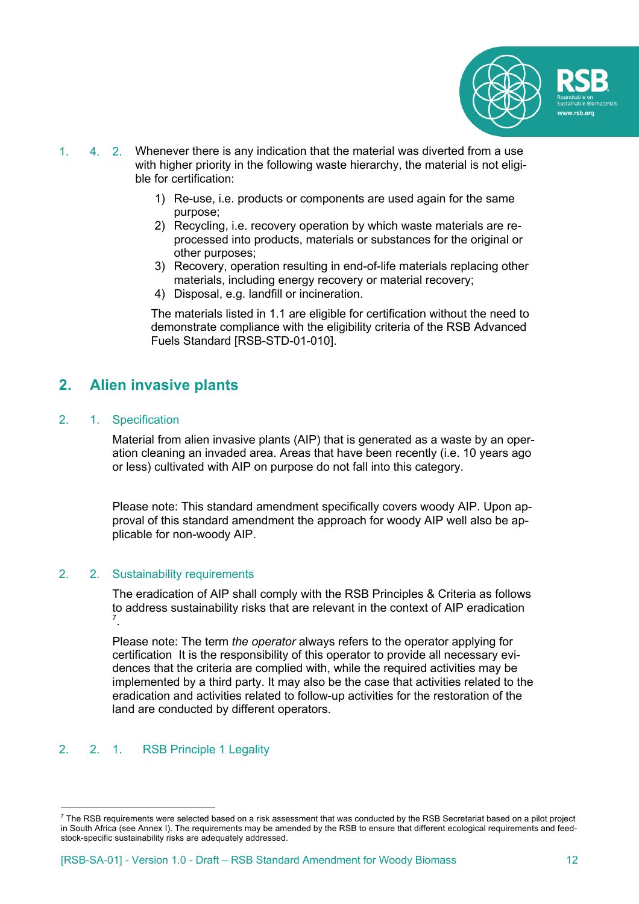1. 4. 2. Whenever there is any indication that the material was diverted from a use with higher priority in the following waste hierarchy, the material is not eligible for certification:

1) Re-use, i.e. products or components are used again for the same purpose;
2) Recycling, i.e. recovery operation by which waste materials are reprocessed into products, materials or substances for the original or other purposes;
3) Recovery, operation resulting in end-of-life materials replacing other materials, including energy recovery or material recovery;
4) Disposal, e.g. landfill or incineration.

The materials listed in 1.1 are eligible for certification without the need to demonstrate compliance with the eligibility criteria of the RSB Advanced Fuels Standard [RSB-STD-01-010].

## 2. Alien invasive plants

### 2. 1. Specification

Material from alien invasive plants (AIP) that is generated as a waste by an operation cleaning an invaded area. Areas that have been recently (i.e. 10 years ago or less) cultivated with AIP on purpose do not fall into this category.

Please note: This standard amendment specifically covers woody AIP. Upon approval of this standard amendment the approach for woody AIP well also be applicable for non-woody AIP.

### 2. 2. Sustainability requirements

The eradication of AIP shall comply with the RSB Principles & Criteria as follows to address sustainability risks that are relevant in the context of AIP eradication [7].

Please note: The term *the operator* always refers to the operator applying for certification  It is the responsibility of this operator to provide all necessary evidences that the criteria are complied with, while the required activities may be implemented by a third party. It may also be the case that activities related to the eradication and activities related to follow-up activities for the restoration of the land are conducted by different operators.

#### 2. 2. 1. RSB Principle 1 Legality

[7] The RSB requirements were selected based on a risk assessment that was conducted by the RSB Secretariat based on a pilot project in South Africa (see Annex I). The requirements may be amended by the RSB to ensure that different ecological requirements and feedstock-specific sustainability risks are adequately addressed.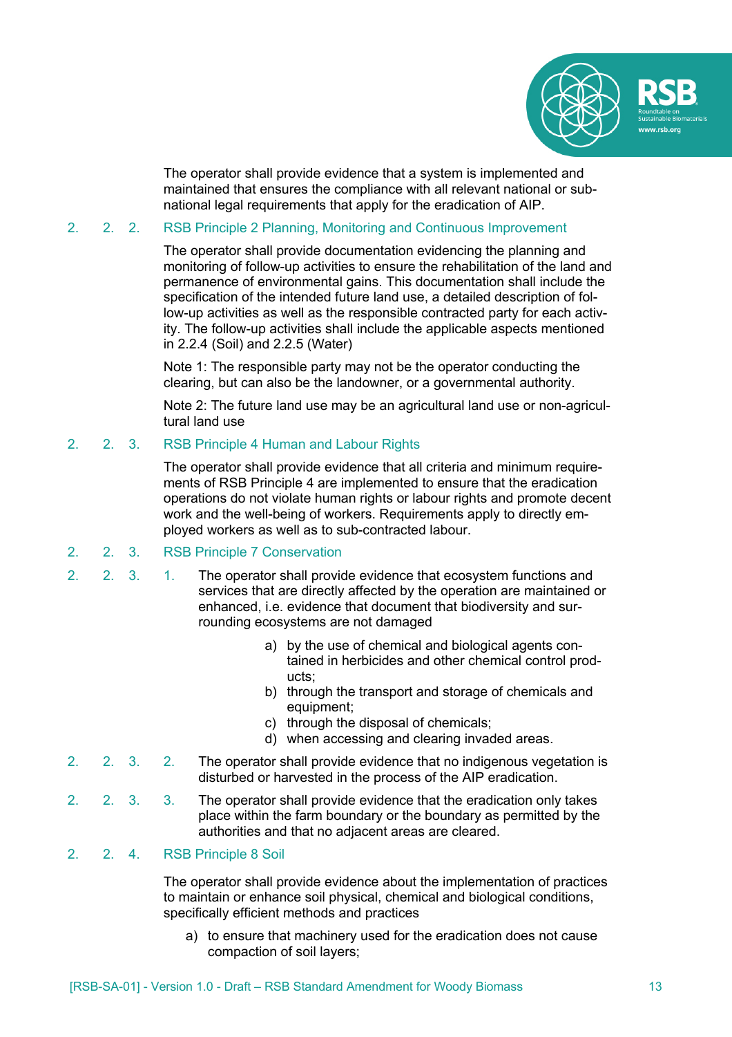The operator shall provide evidence that a system is implemented and maintained that ensures the compliance with all relevant national or sub-national legal requirements that apply for the eradication of AIP.

### 2. 2. 2. RSB Principle 2 Planning, Monitoring and Continuous Improvement

The operator shall provide documentation evidencing the planning and monitoring of follow-up activities to ensure the rehabilitation of the land and permanence of environmental gains. This documentation shall include the specification of the intended future land use, a detailed description of follow-up activities as well as the responsible contracted party for each activity. The follow-up activities shall include the applicable aspects mentioned in 2.2.4 (Soil) and 2.2.5 (Water)

Note 1: The responsible party may not be the operator conducting the clearing, but can also be the landowner, or a governmental authority.

Note 2: The future land use may be an agricultural land use or non-agricultural land use

### 2. 2. 3. RSB Principle 4 Human and Labour Rights

The operator shall provide evidence that all criteria and minimum requirements of RSB Principle 4 are implemented to ensure that the eradication operations do not violate human rights or labour rights and promote decent work and the well-being of workers. Requirements apply to directly employed workers as well as to sub-contracted labour.

### 2. 2. 3. RSB Principle 7 Conservation

2. 2. 3. 1. The operator shall provide evidence that ecosystem functions and services that are directly affected by the operation are maintained or enhanced, i.e. evidence that document that biodiversity and surrounding ecosystems are not damaged

a) by the use of chemical and biological agents contained in herbicides and other chemical control products;
b) through the transport and storage of chemicals and equipment;
c) through the disposal of chemicals;
d) when accessing and clearing invaded areas.

2. 2. 3. 2. The operator shall provide evidence that no indigenous vegetation is disturbed or harvested in the process of the AIP eradication.

2. 2. 3. 3. The operator shall provide evidence that the eradication only takes place within the farm boundary or the boundary as permitted by the authorities and that no adjacent areas are cleared.

### 2. 2. 4. RSB Principle 8 Soil

The operator shall provide evidence about the implementation of practices to maintain or enhance soil physical, chemical and biological conditions, specifically efficient methods and practices

a) to ensure that machinery used for the eradication does not cause compaction of soil layers;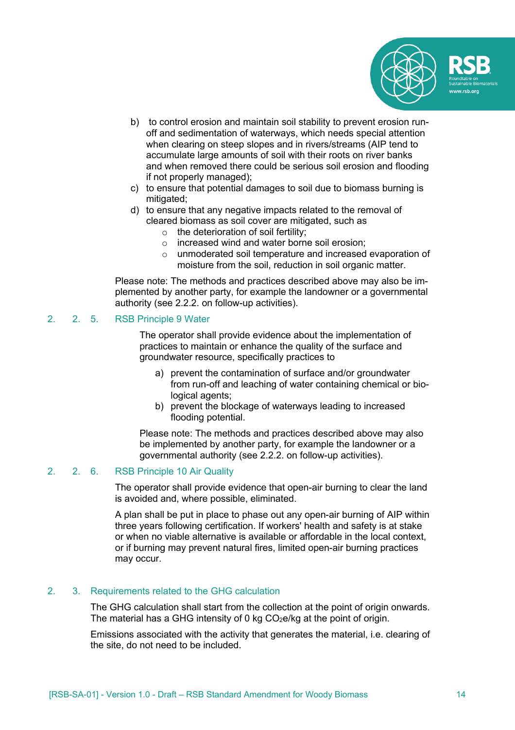b) to control erosion and maintain soil stability to prevent erosion run-off and sedimentation of waterways, which needs special attention when clearing on steep slopes and in rivers/streams (AIP tend to accumulate large amounts of soil with their roots on river banks and when removed there could be serious soil erosion and flooding if not properly managed);

c) to ensure that potential damages to soil due to biomass burning is mitigated;

d) to ensure that any negative impacts related to the removal of cleared biomass as soil cover are mitigated, such as
   - the deterioration of soil fertility;
   - increased wind and water borne soil erosion;
   - unmoderated soil temperature and increased evaporation of moisture from the soil, reduction in soil organic matter.

Please note: The methods and practices described above may also be implemented by another party, for example the landowner or a governmental authority (see 2.2.2. on follow-up activities).

### 2. 2. 5. RSB Principle 9 Water

The operator shall provide evidence about the implementation of practices to maintain or enhance the quality of the surface and groundwater resource, specifically practices to

a) prevent the contamination of surface and/or groundwater from run-off and leaching of water containing chemical or biological agents;

b) prevent the blockage of waterways leading to increased flooding potential.

Please note: The methods and practices described above may also be implemented by another party, for example the landowner or a governmental authority (see 2.2.2. on follow-up activities).

### 2. 2. 6. RSB Principle 10 Air Quality

The operator shall provide evidence that open-air burning to clear the land is avoided and, where possible, eliminated.

A plan shall be put in place to phase out any open-air burning of AIP within three years following certification. If workers' health and safety is at stake or when no viable alternative is available or affordable in the local context, or if burning may prevent natural fires, limited open-air burning practices may occur.

## 2. 3. Requirements related to the GHG calculation

The GHG calculation shall start from the collection at the point of origin onwards. The material has a GHG intensity of 0 kg $CO_2e$/kg at the point of origin.

Emissions associated with the activity that generates the material, i.e. clearing of the site, do not need to be included.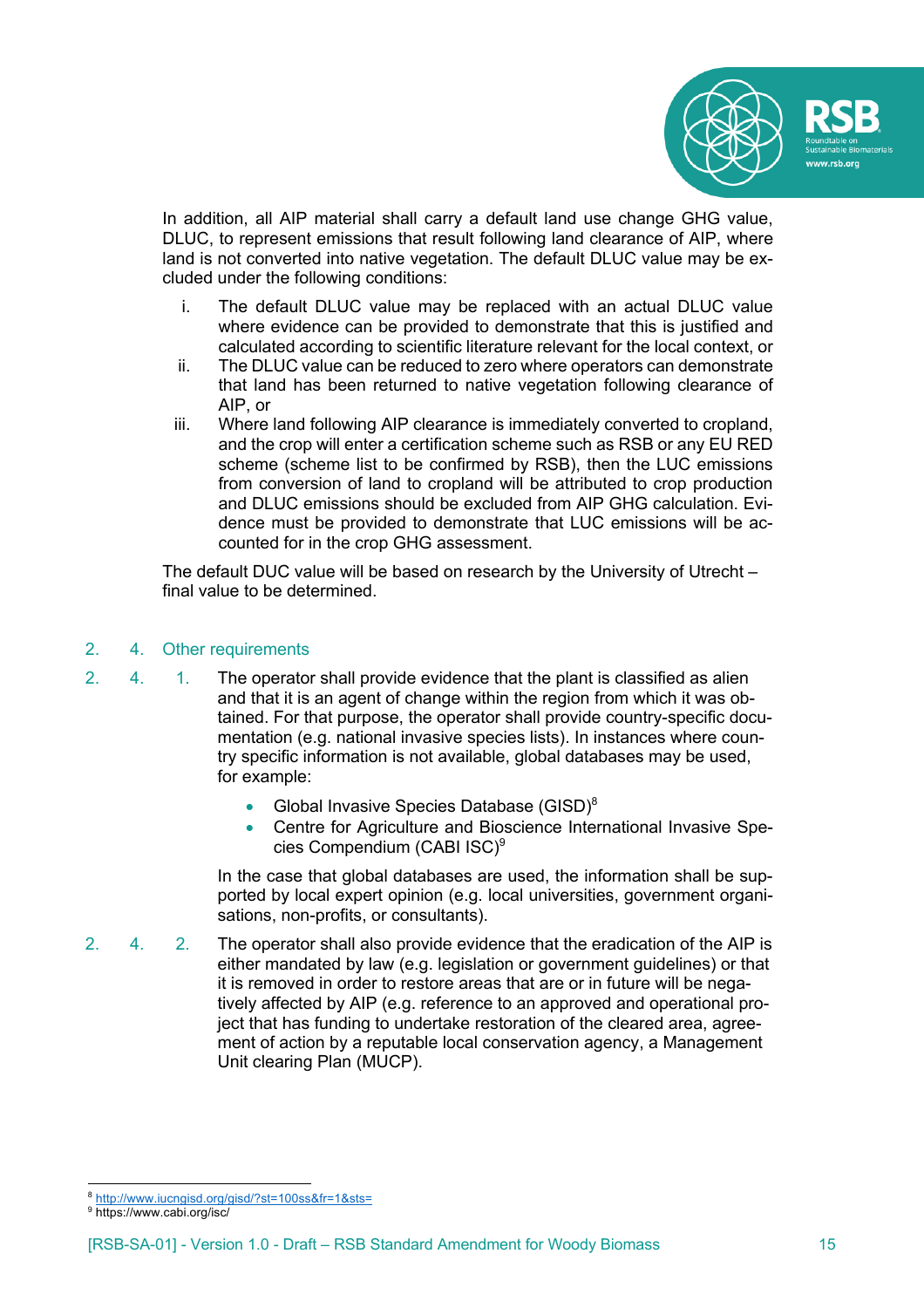In addition, all AIP material shall carry a default land use change GHG value, DLUC, to represent emissions that result following land clearance of AIP, where land is not converted into native vegetation. The default DLUC value may be excluded under the following conditions:

i. The default DLUC value may be replaced with an actual DLUC value where evidence can be provided to demonstrate that this is justified and calculated according to scientific literature relevant for the local context, or
ii. The DLUC value can be reduced to zero where operators can demonstrate that land has been returned to native vegetation following clearance of AIP, or
iii. Where land following AIP clearance is immediately converted to cropland, and the crop will enter a certification scheme such as RSB or any EU RED scheme (scheme list to be confirmed by RSB), then the LUC emissions from conversion of land to cropland will be attributed to crop production and DLUC emissions should be excluded from AIP GHG calculation. Evidence must be provided to demonstrate that LUC emissions will be accounted for in the crop GHG assessment.

The default DUC value will be based on research by the University of Utrecht – final value to be determined.

## 2. 4. Other requirements

2. 4. 1. The operator shall provide evidence that the plant is classified as alien and that it is an agent of change within the region from which it was obtained. For that purpose, the operator shall provide country-specific documentation (e.g. national invasive species lists). In instances where country specific information is not available, global databases may be used, for example:

- Global Invasive Species Database (GISD)[8]
- Centre for Agriculture and Bioscience International Invasive Species Compendium (CABI ISC)[9]

In the case that global databases are used, the information shall be supported by local expert opinion (e.g. local universities, government organisations, non-profits, or consultants).

2. 4. 2. The operator shall also provide evidence that the eradication of the AIP is either mandated by law (e.g. legislation or government guidelines) or that it is removed in order to restore areas that are or in future will be negatively affected by AIP (e.g. reference to an approved and operational project that has funding to undertake restoration of the cleared area, agreement of action by a reputable local conservation agency, a Management Unit clearing Plan (MUCP).

[8] http://www.iucngisd.org/gisd/?st=100ss&fr=1&sts=
[9] https://www.cabi.org/isc/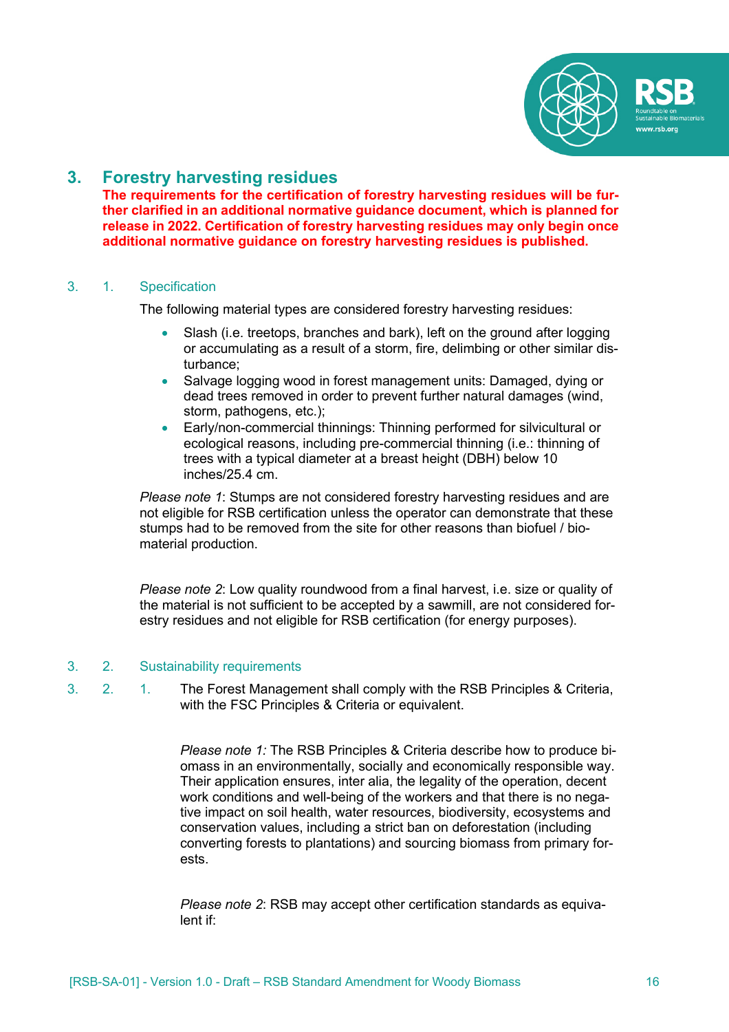## 3. Forestry harvesting residues

**The requirements for the certification of forestry harvesting residues will be further clarified in an additional normative guidance document, which is planned for release in 2022. Certification of forestry harvesting residues may only begin once additional normative guidance on forestry harvesting residues is published.**

### 3. 1. Specification

The following material types are considered forestry harvesting residues:

- Slash (i.e. treetops, branches and bark), left on the ground after logging or accumulating as a result of a storm, fire, delimbing or other similar disturbance;
- Salvage logging wood in forest management units: Damaged, dying or dead trees removed in order to prevent further natural damages (wind, storm, pathogens, etc.);
- Early/non-commercial thinnings: Thinning performed for silvicultural or ecological reasons, including pre-commercial thinning (i.e.: thinning of trees with a typical diameter at a breast height (DBH) below 10 inches/25.4 cm.

*Please note 1*: Stumps are not considered forestry harvesting residues and are not eligible for RSB certification unless the operator can demonstrate that these stumps had to be removed from the site for other reasons than biofuel / biomaterial production.

*Please note 2*: Low quality roundwood from a final harvest, i.e. size or quality of the material is not sufficient to be accepted by a sawmill, are not considered forestry residues and not eligible for RSB certification (for energy purposes).

### 3. 2. Sustainability requirements

3. 2. 1. The Forest Management shall comply with the RSB Principles & Criteria, with the FSC Principles & Criteria or equivalent.

*Please note 1:* The RSB Principles & Criteria describe how to produce biomass in an environmentally, socially and economically responsible way. Their application ensures, inter alia, the legality of the operation, decent work conditions and well-being of the workers and that there is no negative impact on soil health, water resources, biodiversity, ecosystems and conservation values, including a strict ban on deforestation (including converting forests to plantations) and sourcing biomass from primary forests.

*Please note 2*: RSB may accept other certification standards as equivalent if: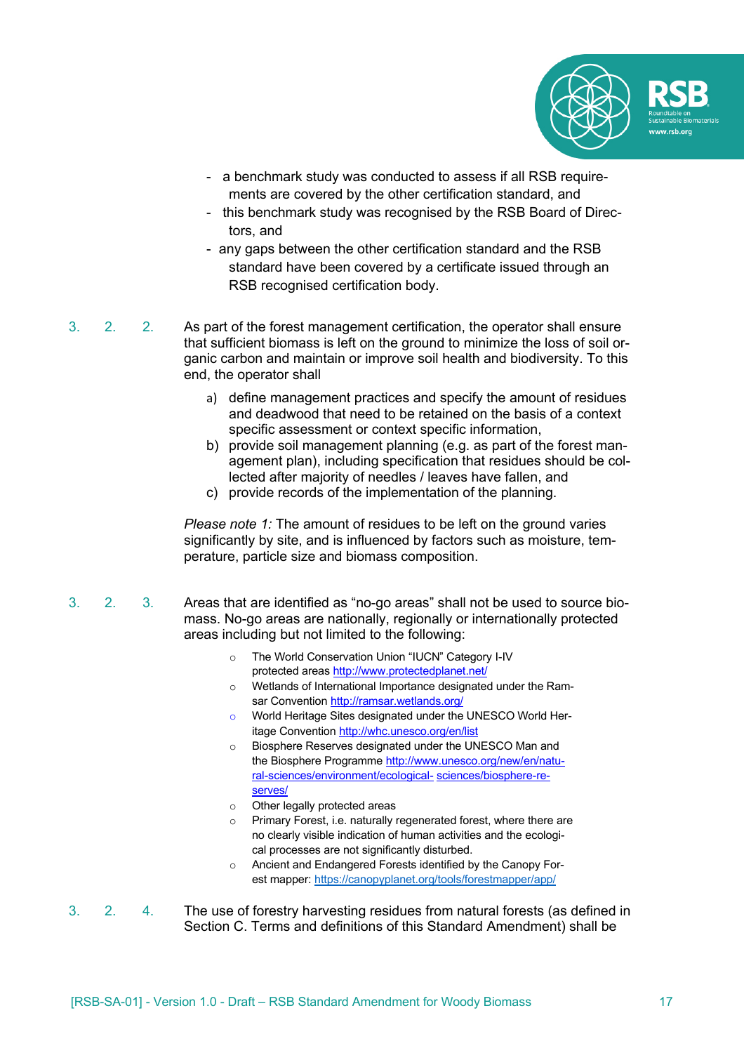- a benchmark study was conducted to assess if all RSB requirements are covered by the other certification standard, and
- this benchmark study was recognised by the RSB Board of Directors, and
- any gaps between the other certification standard and the RSB standard have been covered by a certificate issued through an RSB recognised certification body.

3. 2. 2. As part of the forest management certification, the operator shall ensure that sufficient biomass is left on the ground to minimize the loss of soil organic carbon and maintain or improve soil health and biodiversity. To this end, the operator shall

a) define management practices and specify the amount of residues and deadwood that need to be retained on the basis of a context specific assessment or context specific information,
b) provide soil management planning (e.g. as part of the forest management plan), including specification that residues should be collected after majority of needles / leaves have fallen, and
c) provide records of the implementation of the planning.

*Please note 1:* The amount of residues to be left on the ground varies significantly by site, and is influenced by factors such as moisture, temperature, particle size and biomass composition.

3. 2. 3. Areas that are identified as "no-go areas" shall not be used to source biomass. No-go areas are nationally, regionally or internationally protected areas including but not limited to the following:

- The World Conservation Union "IUCN" Category I-IV protected areas http://www.protectedplanet.net/
- Wetlands of International Importance designated under the Ramsar Convention http://ramsar.wetlands.org/
- World Heritage Sites designated under the UNESCO World Heritage Convention http://whc.unesco.org/en/list
- Biosphere Reserves designated under the UNESCO Man and the Biosphere Programme http://www.unesco.org/new/en/natural-sciences/environment/ecological- sciences/biosphere-reserves/
- Other legally protected areas
- Primary Forest, i.e. naturally regenerated forest, where there are no clearly visible indication of human activities and the ecological processes are not significantly disturbed.
- Ancient and Endangered Forests identified by the Canopy Forest mapper: https://canopyplanet.org/tools/forestmapper/app/

3. 2. 4. The use of forestry harvesting residues from natural forests (as defined in Section C. Terms and definitions of this Standard Amendment) shall be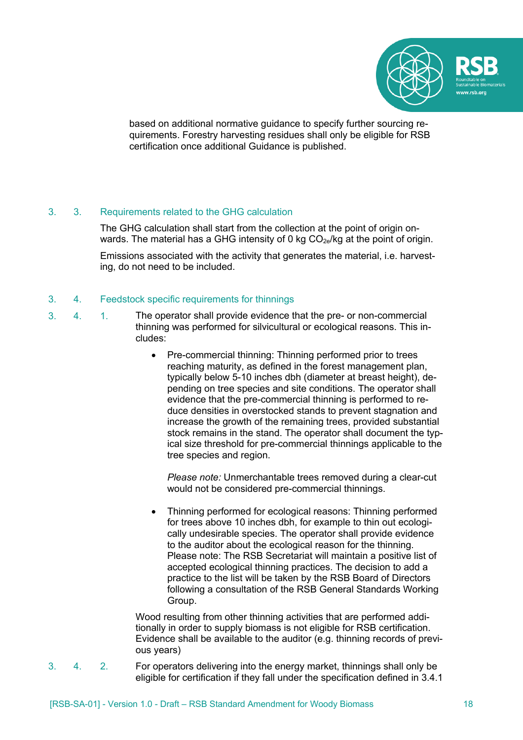based on additional normative guidance to specify further sourcing requirements. Forestry harvesting residues shall only be eligible for RSB certification once additional Guidance is published.

### 3. 3. Requirements related to the GHG calculation

The GHG calculation shall start from the collection at the point of origin onwards. The material has a GHG intensity of 0 kg $CO_{2e}$/kg at the point of origin.

Emissions associated with the activity that generates the material, i.e. harvesting, do not need to be included.

### 3. 4. Feedstock specific requirements for thinnings

3. 4. 1. The operator shall provide evidence that the pre- or non-commercial thinning was performed for silvicultural or ecological reasons. This includes:

- Pre-commercial thinning: Thinning performed prior to trees reaching maturity, as defined in the forest management plan, typically below 5-10 inches dbh (diameter at breast height), depending on tree species and site conditions. The operator shall evidence that the pre-commercial thinning is performed to reduce densities in overstocked stands to prevent stagnation and increase the growth of the remaining trees, provided substantial stock remains in the stand. The operator shall document the typical size threshold for pre-commercial thinnings applicable to the tree species and region.

  *Please note:* Unmerchantable trees removed during a clear-cut would not be considered pre-commercial thinnings.

- Thinning performed for ecological reasons: Thinning performed for trees above 10 inches dbh, for example to thin out ecologically undesirable species. The operator shall provide evidence to the auditor about the ecological reason for the thinning. Please note: The RSB Secretariat will maintain a positive list of accepted ecological thinning practices. The decision to add a practice to the list will be taken by the RSB Board of Directors following a consultation of the RSB General Standards Working Group.

Wood resulting from other thinning activities that are performed additionally in order to supply biomass is not eligible for RSB certification. Evidence shall be available to the auditor (e.g. thinning records of previous years)

3. 4. 2. For operators delivering into the energy market, thinnings shall only be eligible for certification if they fall under the specification defined in 3.4.1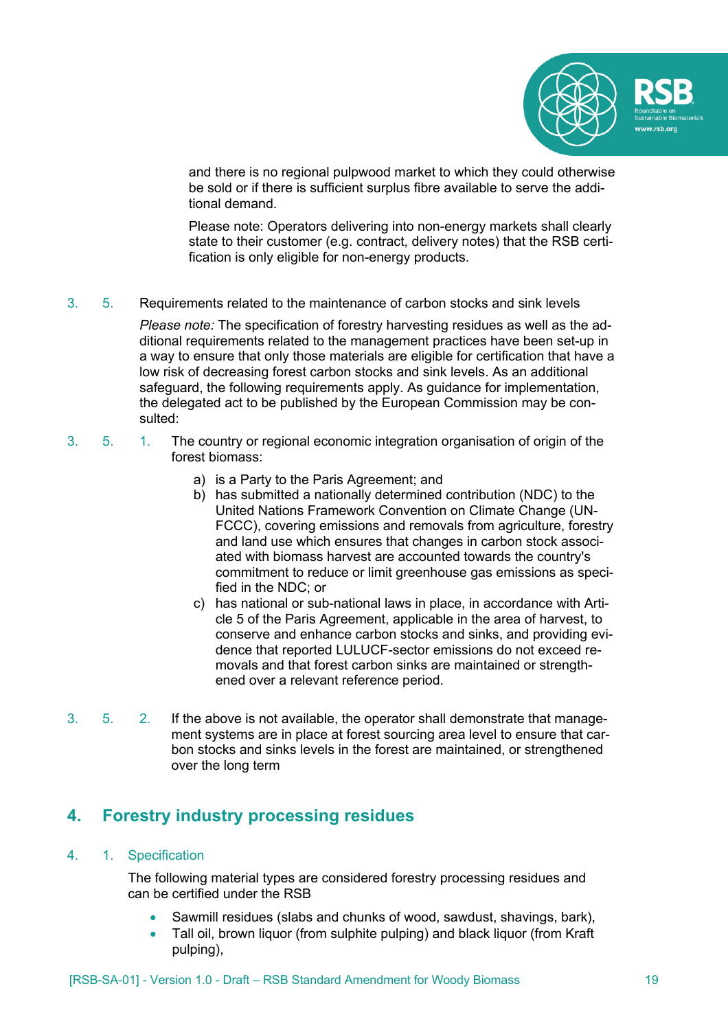and there is no regional pulpwood market to which they could otherwise be sold or if there is sufficient surplus fibre available to serve the additional demand.

Please note: Operators delivering into non-energy markets shall clearly state to their customer (e.g. contract, delivery notes) that the RSB certification is only eligible for non-energy products.

3. 5. Requirements related to the maintenance of carbon stocks and sink levels

*Please note:* The specification of forestry harvesting residues as well as the additional requirements related to the management practices have been set-up in a way to ensure that only those materials are eligible for certification that have a low risk of decreasing forest carbon stocks and sink levels. As an additional safeguard, the following requirements apply. As guidance for implementation, the delegated act to be published by the European Commission may be consulted:

3. 5. 1. The country or regional economic integration organisation of origin of the forest biomass:

a) is a Party to the Paris Agreement; and
b) has submitted a nationally determined contribution (NDC) to the United Nations Framework Convention on Climate Change (UNFCCC), covering emissions and removals from agriculture, forestry and land use which ensures that changes in carbon stock associated with biomass harvest are accounted towards the country's commitment to reduce or limit greenhouse gas emissions as specified in the NDC; or
c) has national or sub-national laws in place, in accordance with Article 5 of the Paris Agreement, applicable in the area of harvest, to conserve and enhance carbon stocks and sinks, and providing evidence that reported LULUCF-sector emissions do not exceed removals and that forest carbon sinks are maintained or strengthened over a relevant reference period.

3. 5. 2. If the above is not available, the operator shall demonstrate that management systems are in place at forest sourcing area level to ensure that carbon stocks and sinks levels in the forest are maintained, or strengthened over the long term

## 4. Forestry industry processing residues

### 4. 1. Specification

The following material types are considered forestry processing residues and can be certified under the RSB

- Sawmill residues (slabs and chunks of wood, sawdust, shavings, bark),
- Tall oil, brown liquor (from sulphite pulping) and black liquor (from Kraft pulping),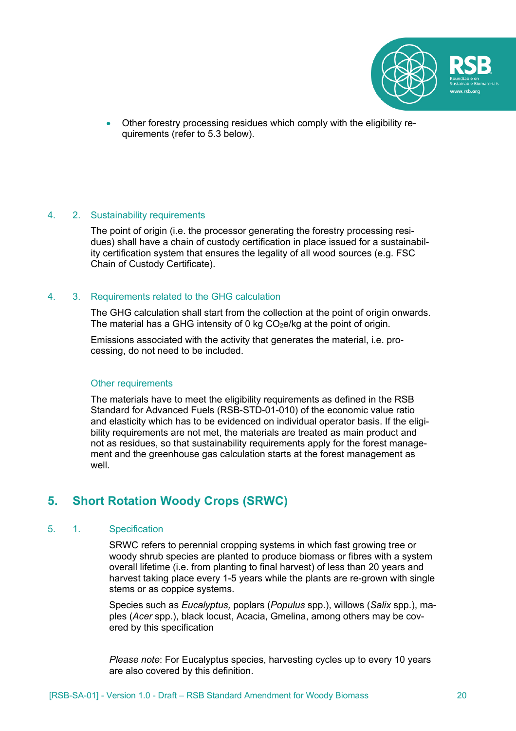- Other forestry processing residues which comply with the eligibility requirements (refer to 5.3 below).

### 4. 2. Sustainability requirements

The point of origin (i.e. the processor generating the forestry processing residues) shall have a chain of custody certification in place issued for a sustainability certification system that ensures the legality of all wood sources (e.g. FSC Chain of Custody Certificate).

### 4. 3. Requirements related to the GHG calculation

The GHG calculation shall start from the collection at the point of origin onwards. The material has a GHG intensity of 0 kg $CO_2e$/kg at the point of origin.

Emissions associated with the activity that generates the material, i.e. processing, do not need to be included.

### Other requirements

The materials have to meet the eligibility requirements as defined in the RSB Standard for Advanced Fuels (RSB-STD-01-010) of the economic value ratio and elasticity which has to be evidenced on individual operator basis. If the eligibility requirements are not met, the materials are treated as main product and not as residues, so that sustainability requirements apply for the forest management and the greenhouse gas calculation starts at the forest management as well.

## 5. Short Rotation Woody Crops (SRWC)

### 5. 1. Specification

SRWC refers to perennial cropping systems in which fast growing tree or woody shrub species are planted to produce biomass or fibres with a system overall lifetime (i.e. from planting to final harvest) of less than 20 years and harvest taking place every 1-5 years while the plants are re-grown with single stems or as coppice systems.

Species such as *Eucalyptus,* poplars (*Populus* spp.), willows (*Salix* spp.), maples (*Acer* spp.), black locust, Acacia, Gmelina, among others may be covered by this specification

*Please note*: For Eucalyptus species, harvesting cycles up to every 10 years are also covered by this definition.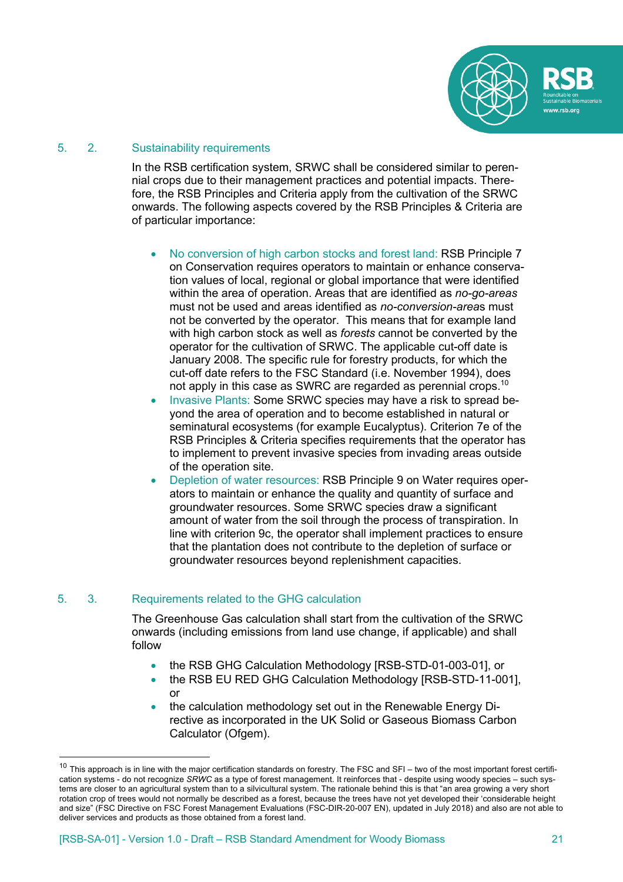## 5. 2. Sustainability requirements

In the RSB certification system, SRWC shall be considered similar to perennial crops due to their management practices and potential impacts. Therefore, the RSB Principles and Criteria apply from the cultivation of the SRWC onwards. The following aspects covered by the RSB Principles & Criteria are of particular importance:

- No conversion of high carbon stocks and forest land: RSB Principle 7 on Conservation requires operators to maintain or enhance conservation values of local, regional or global importance that were identified within the area of operation. Areas that are identified as *no-go-areas* must not be used and areas identified as *no-conversion-area*s must not be converted by the operator. This means that for example land with high carbon stock as well as *forests* cannot be converted by the operator for the cultivation of SRWC. The applicable cut-off date is January 2008. The specific rule for forestry products, for which the cut-off date refers to the FSC Standard (i.e. November 1994), does not apply in this case as SWRC are regarded as perennial crops.[10]
- Invasive Plants: Some SRWC species may have a risk to spread beyond the area of operation and to become established in natural or seminatural ecosystems (for example Eucalyptus). Criterion 7e of the RSB Principles & Criteria specifies requirements that the operator has to implement to prevent invasive species from invading areas outside of the operation site.
- Depletion of water resources: RSB Principle 9 on Water requires operators to maintain or enhance the quality and quantity of surface and groundwater resources. Some SRWC species draw a significant amount of water from the soil through the process of transpiration. In line with criterion 9c, the operator shall implement practices to ensure that the plantation does not contribute to the depletion of surface or groundwater resources beyond replenishment capacities.

## 5. 3. Requirements related to the GHG calculation

The Greenhouse Gas calculation shall start from the cultivation of the SRWC onwards (including emissions from land use change, if applicable) and shall follow

- the RSB GHG Calculation Methodology [RSB-STD-01-003-01], or
- the RSB EU RED GHG Calculation Methodology [RSB-STD-11-001], or
- the calculation methodology set out in the Renewable Energy Directive as incorporated in the UK Solid or Gaseous Biomass Carbon Calculator (Ofgem).

---

[10] This approach is in line with the major certification standards on forestry. The FSC and SFI – two of the most important forest certification systems - do not recognize *SRWC* as a type of forest management. It reinforces that - despite using woody species – such systems are closer to an agricultural system than to a silvicultural system. The rationale behind this is that "an area growing a very short rotation crop of trees would not normally be described as a forest, because the trees have not yet developed their 'considerable height and size" (FSC Directive on FSC Forest Management Evaluations (FSC-DIR-20-007 EN), updated in July 2018) and also are not able to deliver services and products as those obtained from a forest land.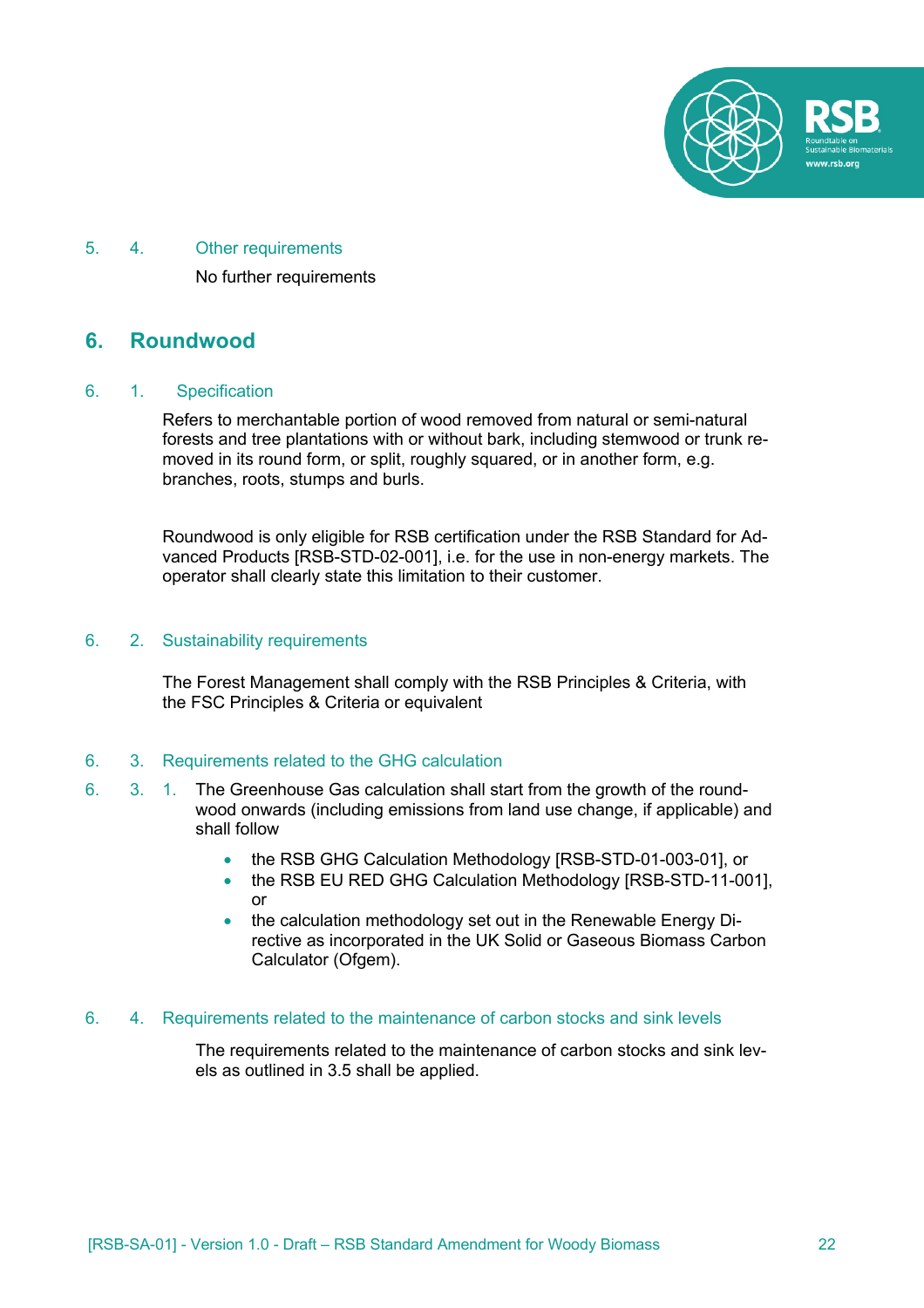### 5. 4. Other requirements

No further requirements

## 6. Roundwood

### 6. 1. Specification

Refers to merchantable portion of wood removed from natural or semi-natural forests and tree plantations with or without bark, including stemwood or trunk removed in its round form, or split, roughly squared, or in another form, e.g. branches, roots, stumps and burls.

Roundwood is only eligible for RSB certification under the RSB Standard for Advanced Products [RSB-STD-02-001], i.e. for the use in non-energy markets. The operator shall clearly state this limitation to their customer.

### 6. 2. Sustainability requirements

The Forest Management shall comply with the RSB Principles & Criteria, with the FSC Principles & Criteria or equivalent

### 6. 3. Requirements related to the GHG calculation

6. 3. 1. The Greenhouse Gas calculation shall start from the growth of the roundwood onwards (including emissions from land use change, if applicable) and shall follow

- the RSB GHG Calculation Methodology [RSB-STD-01-003-01], or
- the RSB EU RED GHG Calculation Methodology [RSB-STD-11-001], or
- the calculation methodology set out in the Renewable Energy Directive as incorporated in the UK Solid or Gaseous Biomass Carbon Calculator (Ofgem).

### 6. 4. Requirements related to the maintenance of carbon stocks and sink levels

The requirements related to the maintenance of carbon stocks and sink levels as outlined in 3.5 shall be applied.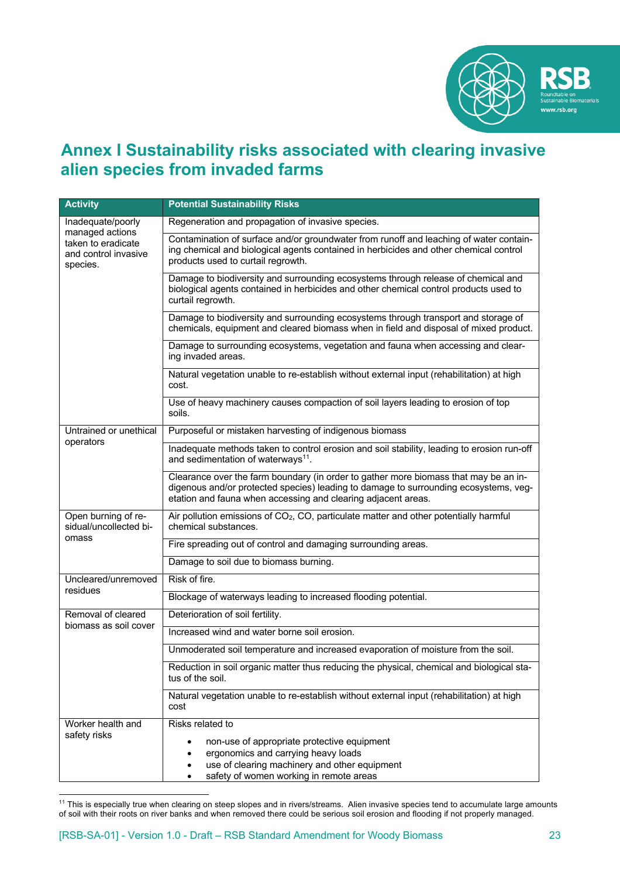# Annex I Sustainability risks associated with clearing invasive alien species from invaded farms

| Activity | Potential Sustainability Risks |
|---|---|
| Inadequate/poorly managed actions taken to eradicate and control invasive species. | Regeneration and propagation of invasive species. |
| | Contamination of surface and/or groundwater from runoff and leaching of water containing chemical and biological agents contained in herbicides and other chemical control products used to curtail regrowth. |
| | Damage to biodiversity and surrounding ecosystems through release of chemical and biological agents contained in herbicides and other chemical control products used to curtail regrowth. |
| | Damage to biodiversity and surrounding ecosystems through transport and storage of chemicals, equipment and cleared biomass when in field and disposal of mixed product. |
| | Damage to surrounding ecosystems, vegetation and fauna when accessing and clearing invaded areas. |
| | Natural vegetation unable to re-establish without external input (rehabilitation) at high cost. |
| | Use of heavy machinery causes compaction of soil layers leading to erosion of top soils. |
| Untrained or unethical operators | Purposeful or mistaken harvesting of indigenous biomass |
| | Inadequate methods taken to control erosion and soil stability, leading to erosion run-off and sedimentation of waterways[11]. |
| | Clearance over the farm boundary (in order to gather more biomass that may be an indigenous and/or protected species) leading to damage to surrounding ecosystems, vegetation and fauna when accessing and clearing adjacent areas. |
| Open burning of residual/uncollected biomass | Air pollution emissions of $CO_2$, CO, particulate matter and other potentially harmful chemical substances. |
| | Fire spreading out of control and damaging surrounding areas. |
| | Damage to soil due to biomass burning. |
| Uncleared/unremoved residues | Risk of fire. |
| | Blockage of waterways leading to increased flooding potential. |
| Removal of cleared biomass as soil cover | Deterioration of soil fertility. |
| | Increased wind and water borne soil erosion. |
| | Unmoderated soil temperature and increased evaporation of moisture from the soil. |
| | Reduction in soil organic matter thus reducing the physical, chemical and biological status of the soil. |
| | Natural vegetation unable to re-establish without external input (rehabilitation) at high cost |
| Worker health and safety risks | Risks related to <br>• non-use of appropriate protective equipment <br>• ergonomics and carrying heavy loads <br>• use of clearing machinery and other equipment <br>• safety of women working in remote areas |

[11] This is especially true when clearing on steep slopes and in rivers/streams. Alien invasive species tend to accumulate large amounts of soil with their roots on river banks and when removed there could be serious soil erosion and flooding if not properly managed.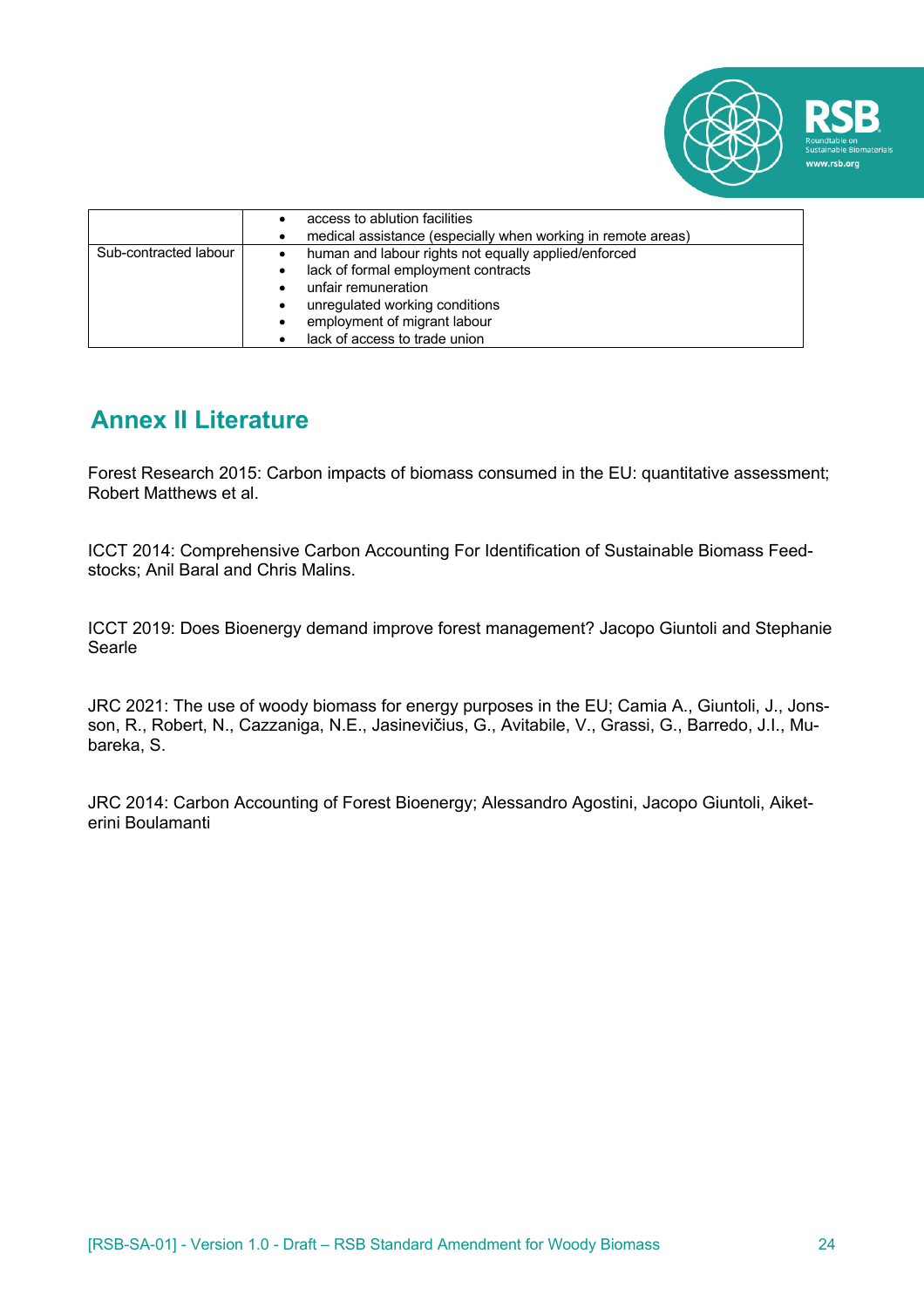| | |
|---|---|
| | <ul><li>access to ablution facilities</li><li>medical assistance (especially when working in remote areas)</li></ul> |
| Sub-contracted labour | <ul><li>human and labour rights not equally applied/enforced</li><li>lack of formal employment contracts</li><li>unfair remuneration</li><li>unregulated working conditions</li><li>employment of migrant labour</li><li>lack of access to trade union</li></ul> |

## Annex II Literature

Forest Research 2015: Carbon impacts of biomass consumed in the EU: quantitative assessment; Robert Matthews et al.

ICCT 2014: Comprehensive Carbon Accounting For Identification of Sustainable Biomass Feedstocks; Anil Baral and Chris Malins.

ICCT 2019: Does Bioenergy demand improve forest management? Jacopo Giuntoli and Stephanie Searle

JRC 2021: The use of woody biomass for energy purposes in the EU; Camia A., Giuntoli, J., Jonsson, R., Robert, N., Cazzaniga, N.E., Jasinevičius, G., Avitabile, V., Grassi, G., Barredo, J.I., Mubareka, S.

JRC 2014: Carbon Accounting of Forest Bioenergy; Alessandro Agostini, Jacopo Giuntoli, Aikaterini Boulamanti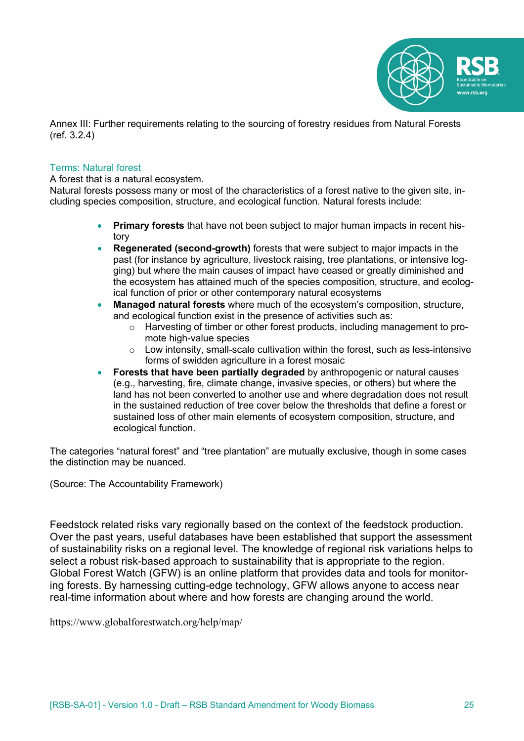Annex III: Further requirements relating to the sourcing of forestry residues from Natural Forests (ref. 3.2.4)

### Terms: Natural forest

A forest that is a natural ecosystem.

Natural forests possess many or most of the characteristics of a forest native to the given site, including species composition, structure, and ecological function. Natural forests include:

- **Primary forests** that have not been subject to major human impacts in recent history
- **Regenerated (second-growth)** forests that were subject to major impacts in the past (for instance by agriculture, livestock raising, tree plantations, or intensive logging) but where the main causes of impact have ceased or greatly diminished and the ecosystem has attained much of the species composition, structure, and ecological function of prior or other contemporary natural ecosystems
- **Managed natural forests** where much of the ecosystem's composition, structure, and ecological function exist in the presence of activities such as:
  - Harvesting of timber or other forest products, including management to promote high-value species
  - Low intensity, small-scale cultivation within the forest, such as less-intensive forms of swidden agriculture in a forest mosaic
- **Forests that have been partially degraded** by anthropogenic or natural causes (e.g., harvesting, fire, climate change, invasive species, or others) but where the land has not been converted to another use and where degradation does not result in the sustained reduction of tree cover below the thresholds that define a forest or sustained loss of other main elements of ecosystem composition, structure, and ecological function.

The categories "natural forest" and "tree plantation" are mutually exclusive, though in some cases the distinction may be nuanced.

(Source: The Accountability Framework)

Feedstock related risks vary regionally based on the context of the feedstock production. Over the past years, useful databases have been established that support the assessment of sustainability risks on a regional level. The knowledge of regional risk variations helps to select a robust risk-based approach to sustainability that is appropriate to the region. Global Forest Watch (GFW) is an online platform that provides data and tools for monitoring forests. By harnessing cutting-edge technology, GFW allows anyone to access near real-time information about where and how forests are changing around the world.

https://www.globalforestwatch.org/help/map/